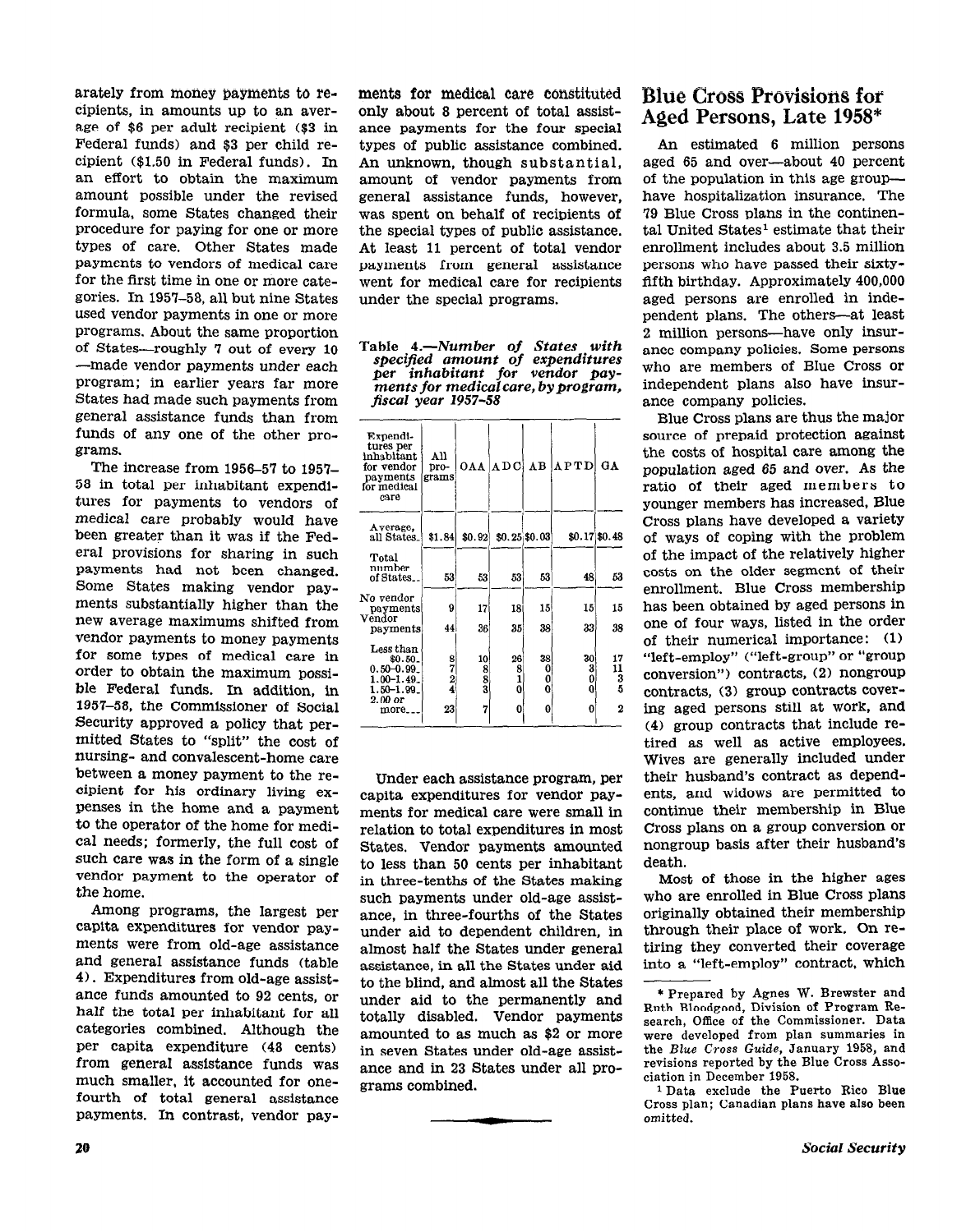arately from money payments to recipients, in amounts up to an average of $6 per adult recipient ($3 in Federal funds) and $3 per child recipient ($1.50 in Federal funds). In an effort to obtain the maximum amount possible under the revised formula, some States changed their procedure for paying for one or more types of care. Other States made payments to vendors of medical care for the first time in one or more categories. In 1957–58, all but nine States used vendor payments in one or more programs. About the same proportion of States—roughly 7 out of every 10—made vendor payments under each program; in earlier years far more States had made such payments from general assistance funds than from funds of any one of the other programs.

The increase from 1956–57 to 1957–58 in total per inhabitant expenditures for payments to vendors of medical care probably would have been greater than it was if the Federal provisions for sharing in such payments had not been changed. Some States making vendor payments substantially higher than the new average maximums shifted from vendor payments to money payments for some types of medical care in order to obtain the maximum possible Federal funds. In addition, in 1957–58, the Commissioner of Social Security approved a policy that permitted States to "split" the cost of nursing- and convalescent-home care between a money payment to the recipient for his ordinary living expenses in the home and a payment to the operator of the home for medical needs; formerly, the full cost of such care was in the form of a single vendor payment to the operator of the home.

Among programs, the largest per capita expenditures for vendor payments were from old-age assistance and general assistance funds (table 4). Expenditures from old-age assistance funds amounted to 92 cents, or half the total per inhabitant for all categories combined. Although the per capita expenditure (48 cents) from general assistance funds was much smaller, it accounted for one-fourth of total general assistance payments. In contrast, vendor payments for medical care constituted only about 8 percent of total assistance payments for the four special types of public assistance combined. An unknown, though substantial, amount of vendor payments from general assistance funds, however, was spent on behalf of recipients of the special types of public assistance. At least 11 percent of total vendor payments from general assistance went for medical care for recipients under the special programs.

Table 4.—*Number of States with specified amount of expenditures per inhabitant for vendor payments for medical care, by program, fiscal year 1957–58*

| Expenditures per inhabitant for vendor payments for medical care | All programs | OAA | ADC | AB | APTD | GA |
|---|---|---|---|---|---|---|
| Average, all States | $1.84 | $0.92 | $0.25 | $0.03 | $0.17 | $0.48 |
| Total number of States | 53 | 53 | 53 | 53 | 48 | 53 |
| No vendor payments | 9 | 17 | 18 | 15 | 15 | 15 |
| Vendor payments | 44 | 36 | 35 | 38 | 33 | 38 |
| Less than $0.50 | 8 | 10 | 26 | 38 | 30 | 17 |
| 0.50–0.99 | 7 | 8 | 8 | 0 | 3 | 11 |
| 1.00–1.49 | 2 | 8 | 1 | 0 | 0 | 3 |
| 1.50–1.99 | 4 | 3 | 0 | 0 | 0 | 5 |
| 2.00 or more | 23 | 7 | 0 | 0 | 0 | 2 |

Under each assistance program, per capita expenditures for vendor payments for medical care were small in relation to total expenditures in most States. Vendor payments amounted to less than 50 cents per inhabitant in three-tenths of the States making such payments under old-age assistance, in three-fourths of the States under aid to dependent children, in almost half the States under general assistance, in all the States under aid to the blind, and almost all the States under aid to the permanently and totally disabled. Vendor payments amounted to as much as $2 or more in seven States under old-age assistance and in 23 States under all programs combined.

# Blue Cross Provisions for Aged Persons, Late 1958*

An estimated 6 million persons aged 65 and over—about 40 percent of the population in this age group—have hospitalization insurance. The 79 Blue Cross plans in the continental United States[1] estimate that their enrollment includes about 3.5 million persons who have passed their sixty-fifth birthday. Approximately 400,000 aged persons are enrolled in independent plans. The others—at least 2 million persons—have only insurance company policies. Some persons who are members of Blue Cross or independent plans also have insurance company policies.

Blue Cross plans are thus the major source of prepaid protection against the costs of hospital care among the population aged 65 and over. As the ratio of their aged members to younger members has increased, Blue Cross plans have developed a variety of ways of coping with the problem of the impact of the relatively higher costs on the older segment of their enrollment. Blue Cross membership has been obtained by aged persons in one of four ways, listed in the order of their numerical importance: (1) "left-employ" ("left-group" or "group conversion") contracts, (2) nongroup contracts, (3) group contracts covering aged persons still at work, and (4) group contracts that include retired as well as active employees. Wives are generally included under their husband's contract as dependents, and widows are permitted to continue their membership in Blue Cross plans on a group conversion or nongroup basis after their husband's death.

Most of those in the higher ages who are enrolled in Blue Cross plans originally obtained their membership through their place of work. On retiring they converted their coverage into a "left-employ" contract, which

\* Prepared by Agnes W. Brewster and Ruth Bloodgood, Division of Program Research, Office of the Commissioner. Data were developed from plan summaries in the *Blue Cross Guide*, January 1958, and revisions reported by the Blue Cross Association in December 1958.

[1] Data exclude the Puerto Rico Blue Cross plan; Canadian plans have also been omitted.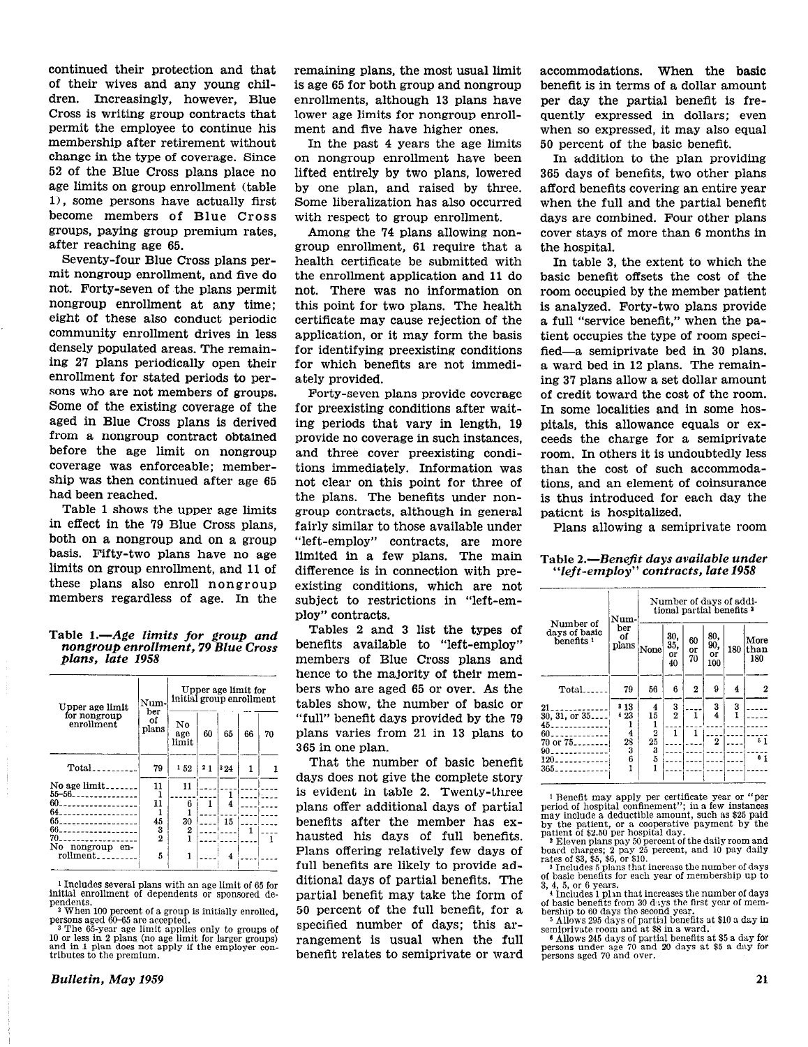continued their protection and that of their wives and any young children. Increasingly, however, Blue Cross is writing group contracts that permit the employee to continue his membership after retirement without change in the type of coverage. Since 52 of the Blue Cross plans place no age limits on group enrollment (table 1), some persons have actually first become members of Blue Cross groups, paying group premium rates, after reaching age 65.

Seventy-four Blue Cross plans permit nongroup enrollment, and five do not. Forty-seven of the plans permit nongroup enrollment at any time; eight of these also conduct periodic community enrollment drives in less densely populated areas. The remaining 27 plans periodically open their enrollment for stated periods to persons who are not members of groups. Some of the existing coverage of the aged in Blue Cross plans is derived from a nongroup contract obtained before the age limit on nongroup coverage was enforceable; membership was then continued after age 65 had been reached.

Table 1 shows the upper age limits in effect in the 79 Blue Cross plans, both on a nongroup and on a group basis. Fifty-two plans have no age limits on group enrollment, and 11 of these plans also enroll nongroup members regardless of age. In the remaining plans, the most usual limit is age 65 for both group and nongroup enrollments, although 13 plans have lower age limits for nongroup enrollment and five have higher ones.

In the past 4 years the age limits on nongroup enrollment have been lifted entirely by two plans, lowered by one plan, and raised by three. Some liberalization has also occurred with respect to group enrollment.

Among the 74 plans allowing nongroup enrollment, 61 require that a health certificate be submitted with the enrollment application and 11 do not. There was no information on this point for two plans. The health certificate may cause rejection of the application, or it may form the basis for identifying preexisting conditions for which benefits are not immediately provided.

Forty-seven plans provide coverage for preexisting conditions after waiting periods that vary in length, 19 provide no coverage in such instances, and three cover preexisting conditions immediately. Information was not clear on this point for three of the plans. The benefits under nongroup contracts, although in general fairly similar to those available under "left-employ" contracts, are more limited in a few plans. The main difference is in connection with preexisting conditions, which are not subject to restrictions in "left-employ" contracts.

Tables 2 and 3 list the types of benefits available to "left-employ" members of Blue Cross plans and hence to the majority of their members who are aged 65 or over. As the tables show, the number of basic or "full" benefit days provided by the 79 plans varies from 21 in 13 plans to 365 in one plan.

That the number of basic benefit days does not give the complete story is evident in table 2. Twenty-three plans offer additional days of partial benefits after the member has exhausted his days of full benefits. Plans offering relatively few days of full benefits are likely to provide additional days of partial benefits. The partial benefit may take the form of 50 percent of the full benefit, for a specified number of days; this arrangement is usual when the full benefit relates to semiprivate or ward accommodations. When the basic benefit is in terms of a dollar amount per day the partial benefit is frequently expressed in dollars; even when so expressed, it may also equal 50 percent of the basic benefit.

In addition to the plan providing 365 days of benefits, two other plans afford benefits covering an entire year when the full and the partial benefit days are combined. Four other plans cover stays of more than 6 months in the hospital.

In table 3, the extent to which the basic benefit offsets the cost of the room occupied by the member patient is analyzed. Forty-two plans provide a full "service benefit," when the patient occupies the type of room specified—a semiprivate bed in 30 plans, a ward bed in 12 plans. The remaining 37 plans allow a set dollar amount of credit toward the cost of the room. In some localities and in some hospitals, this allowance equals or exceeds the charge for a semiprivate room. In others it is undoubtedly less than the cost of such accommodations, and an element of coinsurance is thus introduced for each day the patient is hospitalized.

Plans allowing a semiprivate room

**Table 1.—*Age limits for group and nongroup enrollment, 79 Blue Cross plans, late 1958***

| Upper age limit for nongroup enrollment | Number of plans | Upper age limit for initial group enrollment | | | | |
|---|---|---|---|---|---|---|
| | | No age limit | 60 | 65 | 66 | 70 |
| Total | 79 | [1] 52 | [2] 1 | [3] 24 | 1 | 1 |
| No age limit | 11 | 11 | | | | |
| 55–56 | 1 | | | 1 | | |
| 60 | 11 | 6 | 1 | 4 | | |
| 64 | 1 | 1 | | | | |
| 65 | 45 | 30 | | 15 | | |
| 66 | 3 | 2 | | | 1 | |
| 70 | 2 | 1 | | | | 1 |
| No nongroup enrollment | 5 | 1 | | 4 | | |

[1] Includes several plans with an age limit of 65 for initial enrollment of dependents or sponsored dependents.
[2] When 100 percent of a group is initially enrolled, persons aged 60–65 are accepted.
[3] The 65-year age limit applies only to groups of 10 or less in 2 plans (no age limit for larger groups) and in 1 plan does not apply if the employer contributes to the premium.

**Table 2.—*Benefit days available under "left-employ" contracts, late 1958***

| Number of days of basic benefits [1] | Number of plans | Number of days of additional partial benefits [2] | | | | | |
|---|---|---|---|---|---|---|---|
| | | None | 30, 35, or 40 | 60 or 70 | 80, 90, or 100 | 180 | More than 180 |
| Total | 79 | 56 | 6 | 2 | 9 | 4 | 2 |
| 21 | [3] 13 | 4 | 3 | | 3 | 3 | |
| 30, 31, or 35 | [4] 23 | 15 | 2 | 1 | 4 | 1 | |
| 45 | 1 | 1 | | | | | |
| 60 | 4 | 2 | 1 | 1 | | | |
| 70 or 75 | 28 | 25 | | | 2 | | [5] 1 |
| 90 | 3 | 3 | | | | | |
| 120 | 6 | 5 | | | | | [6] 1 |
| 365 | 1 | 1 | | | | | |

[1] Benefit may apply per certificate year or "per period of hospital confinement"; in a few instances may include a deductible amount, such as $25 paid by the patient, or a cooperative payment by the patient of $2.50 per hospital day.
[2] Eleven plans pay 50 percent of the daily room and board charges; 2 pay 25 percent, and 10 pay daily rates of $3, $5, $6, or $10.
[3] Includes 5 plans that increase the number of days of basic benefits for each year of membership up to 3, 4, 5, or 6 years.
[4] Includes 1 plan that increases the number of days of basic benefits from 30 days the first year of membership to 60 days the second year.
[5] Allows 295 days of partial benefits at $10 a day in semiprivate room and at $8 in a ward.
[6] Allows 245 days of partial benefits at $5 a day for persons under age 70 and 20 days at $5 a day for persons aged 70 and over.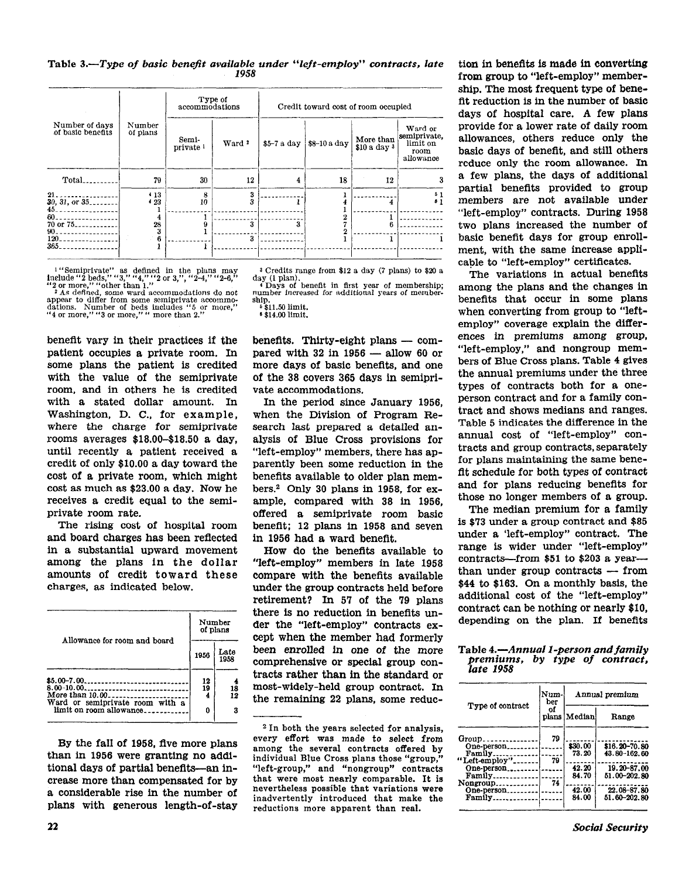**Table 3.—*Type of basic benefit available under "left-employ" contracts, late 1958***

| Number of days of basic benefits | Number of plans | Type of accommodations | | Credit toward cost of room occupied | | | |
|---|---|---|---|---|---|---|---|
| | | Semi-private [1] | Ward [2] | $5–7 a day | $8–10 a day | More than $10 a day [3] | Ward or semiprivate, limit on room allowance |
| Total | 79 | 30 | 12 | 4 | 18 | 12 | 3 |
| 21 | [4] 13 | 8 | 3 | | 1 | | [5] 1 |
| 30, 31, or 35 | [4] 23 | 10 | 3 | 1 | 4 | 4 | [6] 1 |
| 45 | 1 | | | | 1 | | |
| 60 | 4 | 1 | | | 2 | 1 | |
| 70 or 75 | 28 | 9 | 3 | 3 | 7 | 6 | |
| 90 | 3 | 1 | | | 2 | | |
| 120 | 6 | | 3 | | 1 | 1 | 1 |
| 365 | 1 | 1 | | | | | |

[1] "Semiprivate" as defined in the plans may include "2 beds," "3," "4," "2 or 3," "2–4," "2–6," "2 or more," "other than 1."

[2] As defined, some ward accommodations do not appear to differ from some semiprivate accommodations. Number of beds includes "5 or more," "4 or more," "3 or more," "more than 2."

[3] Credits range from $12 a day (7 plans) to $20 a day (1 plan).

[4] Days of benefit in first year of membership; number increased for additional years of membership.

[5] $11.50 limit.

[6] $14.00 limit.

benefit vary in their practices if the patient occupies a private room. In some plans the patient is credited with the value of the semiprivate room, and in others he is credited with a stated dollar amount. In Washington, D. C., for example, where the charge for semiprivate rooms averages $18.00–$18.50 a day, until recently a patient received a credit of only $10.00 a day toward the cost of a private room, which might cost as much as $23.00 a day. Now he receives a credit equal to the semiprivate room rate.

The rising cost of hospital room and board charges has been reflected in a substantial upward movement among the plans in the dollar amounts of credit toward these charges, as indicated below.

| Allowance for room and board | Number of plans | |
|---|---|---|
| | 1956 | Late 1958 |
| $5.00–7.00 | 12 | 4 |
| 8.00–10.00 | 19 | 18 |
| More than 10.00 | 4 | 12 |
| Ward or semiprivate room with a limit on room allowance | 0 | 3 |

By the fall of 1958, five more plans than in 1956 were granting no additional days of partial benefits—an increase more than compensated for by a considerable rise in the number of plans with generous length-of-stay benefits. Thirty-eight plans — compared with 32 in 1956 — allow 60 or more days of basic benefits, and one of the 38 covers 365 days in semiprivate accommodations.

In the period since January 1956, when the Division of Program Research last prepared a detailed analysis of Blue Cross provisions for "left-employ" members, there has apparently been some reduction in the benefits available to older plan members.[2] Only 30 plans in 1958, for example, compared with 38 in 1956, offered a semiprivate room basic benefit; 12 plans in 1958 and seven in 1956 had a ward benefit.

How do the benefits available to "left-employ" members in late 1958 compare with the benefits available under the group contracts held before retirement? In 57 of the 79 plans there is no reduction in benefits under the "left-employ" contracts except when the member had formerly been enrolled in one of the more comprehensive or special group contracts rather than in the standard or most-widely-held group contract. In the remaining 22 plans, some reduction in benefits is made in converting from group to "left-employ" membership. The most frequent type of benefit reduction is in the number of basic days of hospital care. A few plans provide for a lower rate of daily room allowances, others reduce only the basic days of benefit, and still others reduce only the room allowance. In a few plans, the days of additional partial benefits provided to group members are not available under "left-employ" contracts. During 1958 two plans increased the number of basic benefit days for group enrollment, with the same increase applicable to "left-employ" certificates.

[2] In both the years selected for analysis, every effort was made to select from among the several contracts offered by individual Blue Cross plans those "group," "left-group," and "nongroup" contracts that were most nearly comparable. It is nevertheless possible that variations were inadvertently introduced that make the reductions more apparent than real.

The variations in actual benefits among the plans and the changes in benefits that occur in some plans when converting from group to "left-employ" coverage explain the differences in premiums among group, "left-employ," and nongroup members of Blue Cross plans. Table 4 gives the annual premiums under the three types of contracts both for a one-person contract and for a family contract and shows medians and ranges. Table 5 indicates the difference in the annual cost of "left-employ" contracts and group contracts, separately for plans maintaining the same benefit schedule for both types of contract and for plans reducing benefits for those no longer members of a group.

The median premium for a family is $73 under a group contract and $85 under a 'left-employ" contract. The range is wider under "left-employ" contracts—from $51 to $203 a year—than under group contracts — from $44 to $163. On a monthly basis, the additional cost of the "left-employ" contract can be nothing or nearly $10, depending on the plan. If benefits

**Table 4.—*Annual 1-person and family premiums, by type of contract, late 1958***

| Type of contract | Number of plans | Annual premium | |
|---|---|---|---|
| | | Median | Range |
| Group | 79 | | |
| One-person | | $30.00 | $16.20–70.80 |
| Family | | 73.20 | 43.80–162.60 |
| "Left-employ" | 79 | | |
| One-person | | 42.20 | 19.20–87.00 |
| Family | | 84.70 | 51.00–202.80 |
| Nongroup | 74 | | |
| One-person | | 42.00 | 22.08–87.80 |
| Family | | 84.00 | 51.60–202.80 |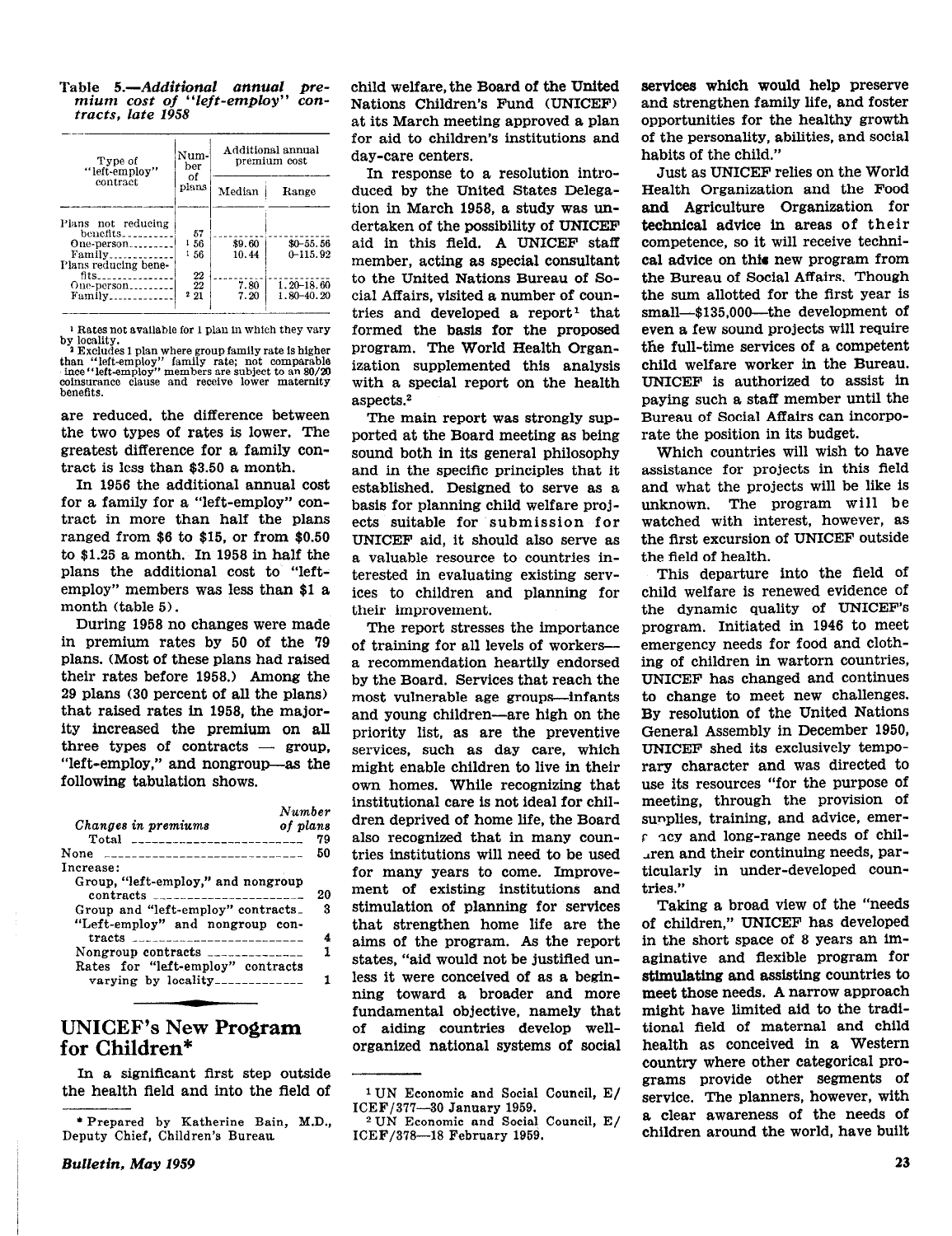**Table 5.—*Additional annual premium cost of "left-employ" contracts, late 1958***

| Type of "left-employ" contract | Number of plans | Additional annual premium cost | |
|---|---|---|---|
| | | Median | Range |
| Plans not reducing benefits | 57 | | |
| One-person | [1] 56 | $9.60 | $0–55.56 |
| Family | [1] 56 | 10.44 | 0–115.92 |
| Plans reducing benefits | 22 | | |
| One-person | 22 | 7.80 | 1.20–18.60 |
| Family | [2] 21 | 7.20 | 1.80–40.20 |

[1] Rates not available for 1 plan in which they vary by locality.
[2] Excludes 1 plan where group family rate is higher than "left-employ" family rate; not comparable since "left-employ" members are subject to an 80/20 coinsurance clause and receive lower maternity benefits.

are reduced, the difference between the two types of rates is lower. The greatest difference for a family contract is less than $3.50 a month.

In 1956 the additional annual cost for a family for a "left-employ" contract in more than half the plans ranged from $6 to $15, or from $0.50 to $1.25 a month. In 1958 in half the plans the additional cost to "left-employ" members was less than $1 a month (table 5).

During 1958 no changes were made in premium rates by 50 of the 79 plans. (Most of these plans had raised their rates before 1958.) Among the 29 plans (30 percent of all the plans) that raised rates in 1958, the majority increased the premium on all three types of contracts — group, "left-employ," and nongroup—as the following tabulation shows.

| *Changes in premiums* | *Number of plans* |
|---|---|
| Total | 79 |
| None | 50 |
| Increase: | |
| Group, "left-employ," and nongroup contracts | 20 |
| Group and "left-employ" contracts | 3 |
| "Left-employ" and nongroup contracts | 4 |
| Nongroup contracts | 1 |
| Rates for "left-employ" contracts varying by locality | 1 |

## UNICEF's New Program for Children*

\* Prepared by Katherine Bain, M.D., Deputy Chief, Children's Bureau.

In a significant first step outside the health field and into the field of child welfare, the Board of the United Nations Children's Fund (UNICEF) at its March meeting approved a plan for aid to children's institutions and day-care centers.

In response to a resolution introduced by the United States Delegation in March 1958, a study was undertaken of the possibility of UNICEF aid in this field. A UNICEF staff member, acting as special consultant to the United Nations Bureau of Social Affairs, visited a number of countries and developed a report[1] that formed the basis for the proposed program. The World Health Organization supplemented this analysis with a special report on the health aspects.[2]

The main report was strongly supported at the Board meeting as being sound both in its general philosophy and in the specific principles that it established. Designed to serve as a basis for planning child welfare projects suitable for submission for UNICEF aid, it should also serve as a valuable resource to countries interested in evaluating existing services to children and planning for their improvement.

The report stresses the importance of training for all levels of workers—a recommendation heartily endorsed by the Board. Services that reach the most vulnerable age groups—infants and young children—are high on the priority list, as are the preventive services, such as day care, which might enable children to live in their own homes. While recognizing that institutional care is not ideal for children deprived of home life, the Board also recognized that in many countries institutions will need to be used for many years to come. Improvement of existing institutions and stimulation of planning for services that strengthen home life are the aims of the program. As the report states, "aid would not be justified unless it were conceived of as a beginning toward a broader and more fundamental objective, namely that of aiding countries develop well-organized national systems of social services which would help preserve and strengthen family life, and foster opportunities for the healthy growth of the personality, abilities, and social habits of the child."

[1] UN Economic and Social Council, E/ICEF/377—30 January 1959.
[2] UN Economic and Social Council, E/ICEF/378—18 February 1959.

Just as UNICEF relies on the World Health Organization and the Food and Agriculture Organization for technical advice in areas of their competence, so it will receive technical advice on this new program from the Bureau of Social Affairs. Though the sum allotted for the first year is small—$135,000—the development of even a few sound projects will require the full-time services of a competent child welfare worker in the Bureau. UNICEF is authorized to assist in paying such a staff member until the Bureau of Social Affairs can incorporate the position in its budget.

Which countries will wish to have assistance for projects in this field and what the projects will be like is unknown. The program will be watched with interest, however, as the first excursion of UNICEF outside the field of health.

This departure into the field of child welfare is renewed evidence of the dynamic quality of UNICEF's program. Initiated in 1946 to meet emergency needs for food and clothing of children in wartorn countries, UNICEF has changed and continues to change to meet new challenges. By resolution of the United Nations General Assembly in December 1950, UNICEF shed its exclusively temporary character and was directed to use its resources "for the purpose of meeting, through the provision of supplies, training, and advice, emergency and long-range needs of children and their continuing needs, particularly in under-developed countries."

Taking a broad view of the "needs of children," UNICEF has developed in the short space of 8 years an imaginative and flexible program for stimulating and assisting countries to meet those needs. A narrow approach might have limited aid to the traditional field of maternal and child health as conceived in a Western country where other categorical programs provide other segments of service. The planners, however, with a clear awareness of the needs of children around the world, have built